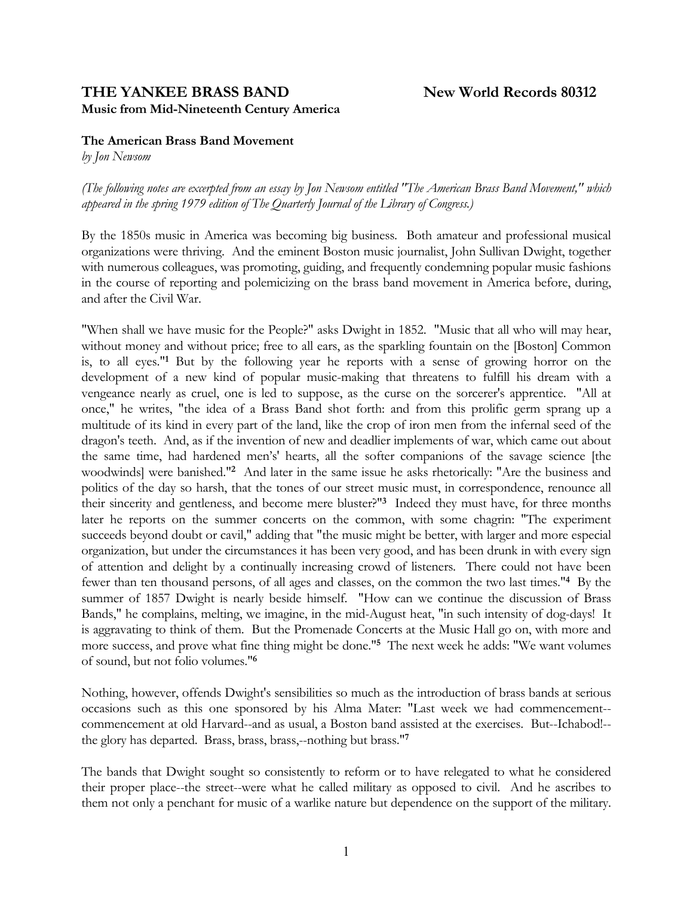# THE YANKEE BRASS BAND

**New World Records 80312**

**Music from Mid-Nineteenth Century America**

## The American Brass Band Movement

*by Jon Newsom*

*(The following notes are excerpted from an essay by Jon Newsom entitled "The American Brass Band Movement," which appeared in the spring 1979 edition of The Quarterly Journal of the Library of Congress.)*

By the 1850s music in America was becoming big business. Both amateur and professional musical organizations were thriving. And the eminent Boston music journalist, John Sullivan Dwight, together with numerous colleagues, was promoting, guiding, and frequently condemning popular music fashions in the course of reporting and polemicizing on the brass band movement in America before, during, and after the Civil War.

"When shall we have music for the People?" asks Dwight in 1852. "Music that all who will may hear, without money and without price; free to all ears, as the sparkling fountain on the [Boston] Common is, to all eyes."[1] But by the following year he reports with a sense of growing horror on the development of a new kind of popular music-making that threatens to fulfill his dream with a vengeance nearly as cruel, one is led to suppose, as the curse on the sorcerer's apprentice. "All at once," he writes, "the idea of a Brass Band shot forth: and from this prolific germ sprang up a multitude of its kind in every part of the land, like the crop of iron men from the infernal seed of the dragon's teeth. And, as if the invention of new and deadlier implements of war, which came out about the same time, had hardened men's' hearts, all the softer companions of the savage science [the woodwinds] were banished."[2] And later in the same issue he asks rhetorically: "Are the business and politics of the day so harsh, that the tones of our street music must, in correspondence, renounce all their sincerity and gentleness, and become mere bluster?"[3] Indeed they must have, for three months later he reports on the summer concerts on the common, with some chagrin: "The experiment succeeds beyond doubt or cavil," adding that "the music might be better, with larger and more especial organization, but under the circumstances it has been very good, and has been drunk in with every sign of attention and delight by a continually increasing crowd of listeners. There could not have been fewer than ten thousand persons, of all ages and classes, on the common the two last times."[4] By the summer of 1857 Dwight is nearly beside himself. "How can we continue the discussion of Brass Bands," he complains, melting, we imagine, in the mid-August heat, "in such intensity of dog-days! It is aggravating to think of them. But the Promenade Concerts at the Music Hall go on, with more and more success, and prove what fine thing might be done."[5] The next week he adds: "We want volumes of sound, but not folio volumes."[6]

Nothing, however, offends Dwight's sensibilities so much as the introduction of brass bands at serious occasions such as this one sponsored by his Alma Mater: "Last week we had commencement--commencement at old Harvard--and as usual, a Boston band assisted at the exercises. But--Ichabod!--the glory has departed. Brass, brass, brass,--nothing but brass."[7]

The bands that Dwight sought so consistently to reform or to have relegated to what he considered their proper place--the street--were what he called military as opposed to civil. And he ascribes to them not only a penchant for music of a warlike nature but dependence on the support of the military.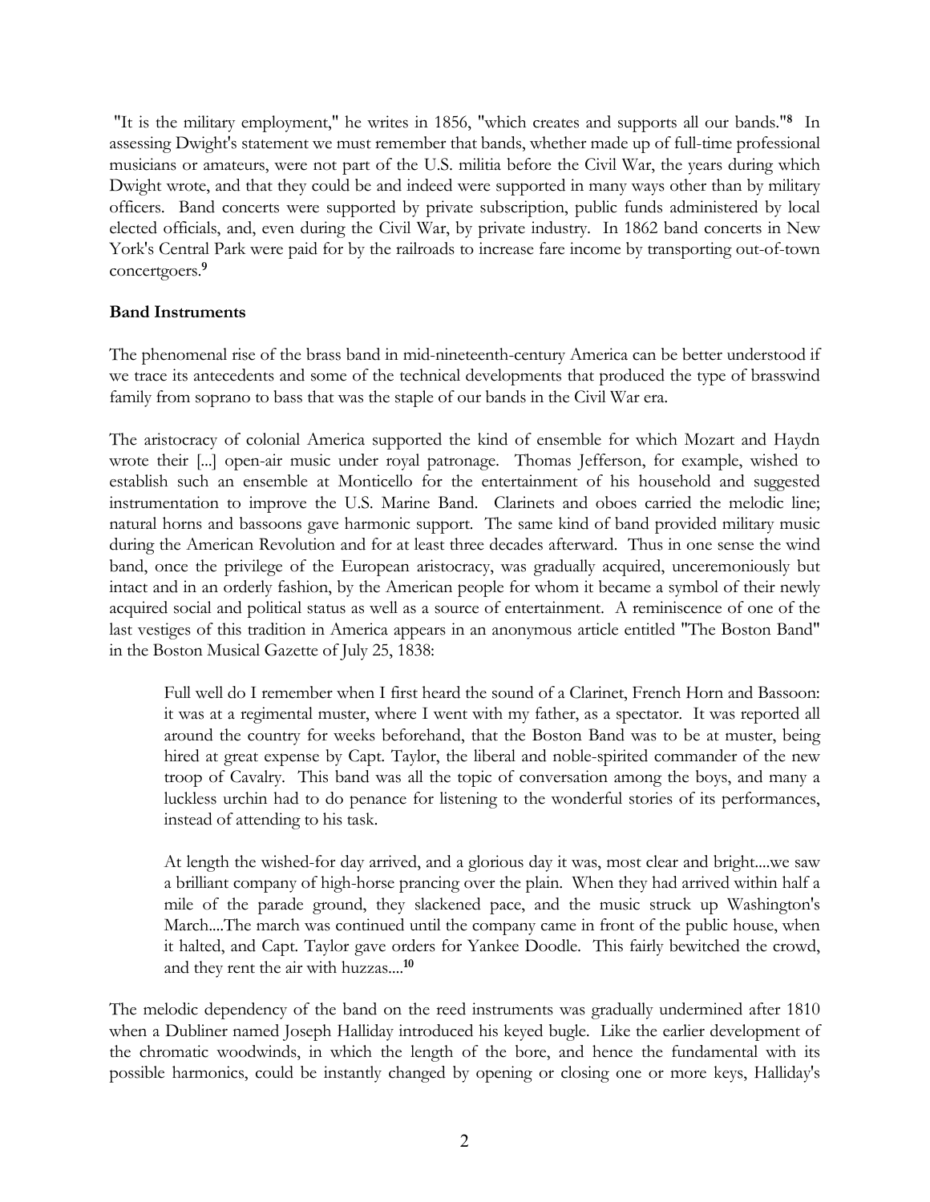"It is the military employment," he writes in 1856, "which creates and supports all our bands."[8] In assessing Dwight's statement we must remember that bands, whether made up of full-time professional musicians or amateurs, were not part of the U.S. militia before the Civil War, the years during which Dwight wrote, and that they could be and indeed were supported in many ways other than by military officers. Band concerts were supported by private subscription, public funds administered by local elected officials, and, even during the Civil War, by private industry. In 1862 band concerts in New York's Central Park were paid for by the railroads to increase fare income by transporting out-of-town concertgoers.[9]

**Band Instruments**

The phenomenal rise of the brass band in mid-nineteenth-century America can be better understood if we trace its antecedents and some of the technical developments that produced the type of brasswind family from soprano to bass that was the staple of our bands in the Civil War era.

The aristocracy of colonial America supported the kind of ensemble for which Mozart and Haydn wrote their [...] open-air music under royal patronage. Thomas Jefferson, for example, wished to establish such an ensemble at Monticello for the entertainment of his household and suggested instrumentation to improve the U.S. Marine Band. Clarinets and oboes carried the melodic line; natural horns and bassoons gave harmonic support. The same kind of band provided military music during the American Revolution and for at least three decades afterward. Thus in one sense the wind band, once the privilege of the European aristocracy, was gradually acquired, unceremoniously but intact and in an orderly fashion, by the American people for whom it became a symbol of their newly acquired social and political status as well as a source of entertainment. A reminiscence of one of the last vestiges of this tradition in America appears in an anonymous article entitled "The Boston Band" in the Boston Musical Gazette of July 25, 1838:

> Full well do I remember when I first heard the sound of a Clarinet, French Horn and Bassoon: it was at a regimental muster, where I went with my father, as a spectator. It was reported all around the country for weeks beforehand, that the Boston Band was to be at muster, being hired at great expense by Capt. Taylor, the liberal and noble-spirited commander of the new troop of Cavalry. This band was all the topic of conversation among the boys, and many a luckless urchin had to do penance for listening to the wonderful stories of its performances, instead of attending to his task.
>
> At length the wished-for day arrived, and a glorious day it was, most clear and bright....we saw a brilliant company of high-horse prancing over the plain. When they had arrived within half a mile of the parade ground, they slackened pace, and the music struck up Washington's March....The march was continued until the company came in front of the public house, when it halted, and Capt. Taylor gave orders for Yankee Doodle. This fairly bewitched the crowd, and they rent the air with huzzas....[10]

The melodic dependency of the band on the reed instruments was gradually undermined after 1810 when a Dubliner named Joseph Halliday introduced his keyed bugle. Like the earlier development of the chromatic woodwinds, in which the length of the bore, and hence the fundamental with its possible harmonics, could be instantly changed by opening or closing one or more keys, Halliday's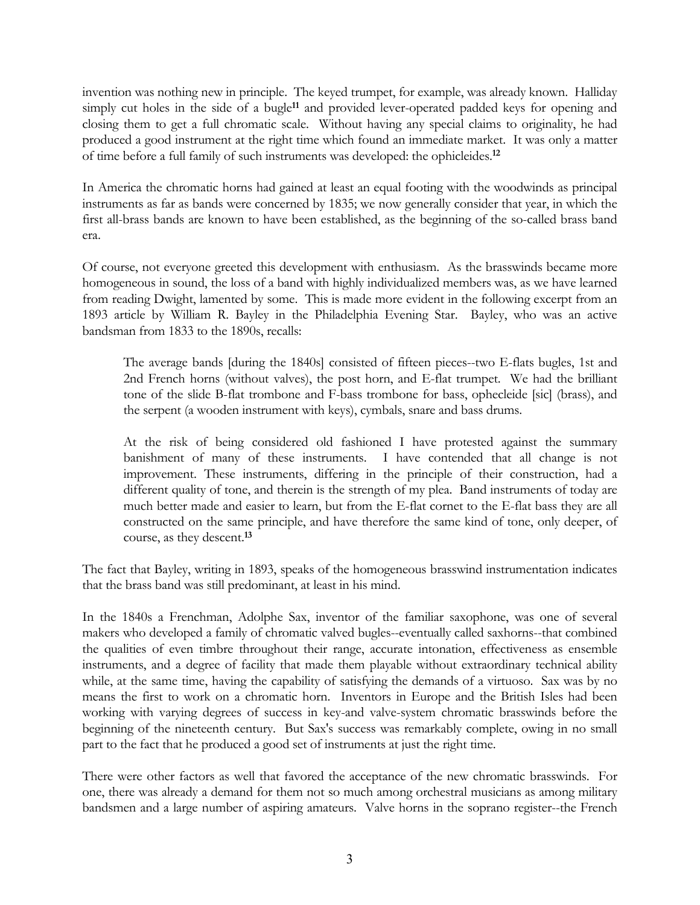invention was nothing new in principle. The keyed trumpet, for example, was already known. Halliday simply cut holes in the side of a bugle[11] and provided lever-operated padded keys for opening and closing them to get a full chromatic scale. Without having any special claims to originality, he had produced a good instrument at the right time which found an immediate market. It was only a matter of time before a full family of such instruments was developed: the ophicleides.[12]

In America the chromatic horns had gained at least an equal footing with the woodwinds as principal instruments as far as bands were concerned by 1835; we now generally consider that year, in which the first all-brass bands are known to have been established, as the beginning of the so-called brass band era.

Of course, not everyone greeted this development with enthusiasm. As the brasswinds became more homogeneous in sound, the loss of a band with highly individualized members was, as we have learned from reading Dwight, lamented by some. This is made more evident in the following excerpt from an 1893 article by William R. Bayley in the Philadelphia Evening Star. Bayley, who was an active bandsman from 1833 to the 1890s, recalls:

> The average bands [during the 1840s] consisted of fifteen pieces--two E-flats bugles, 1st and 2nd French horns (without valves), the post horn, and E-flat trumpet. We had the brilliant tone of the slide B-flat trombone and F-bass trombone for bass, ophecleide [sic] (brass), and the serpent (a wooden instrument with keys), cymbals, snare and bass drums.
>
> At the risk of being considered old fashioned I have protested against the summary banishment of many of these instruments. I have contended that all change is not improvement. These instruments, differing in the principle of their construction, had a different quality of tone, and therein is the strength of my plea. Band instruments of today are much better made and easier to learn, but from the E-flat cornet to the E-flat bass they are all constructed on the same principle, and have therefore the same kind of tone, only deeper, of course, as they descent.[13]

The fact that Bayley, writing in 1893, speaks of the homogeneous brasswind instrumentation indicates that the brass band was still predominant, at least in his mind.

In the 1840s a Frenchman, Adolphe Sax, inventor of the familiar saxophone, was one of several makers who developed a family of chromatic valved bugles--eventually called saxhorns--that combined the qualities of even timbre throughout their range, accurate intonation, effectiveness as ensemble instruments, and a degree of facility that made them playable without extraordinary technical ability while, at the same time, having the capability of satisfying the demands of a virtuoso. Sax was by no means the first to work on a chromatic horn. Inventors in Europe and the British Isles had been working with varying degrees of success in key-and valve-system chromatic brasswinds before the beginning of the nineteenth century. But Sax's success was remarkably complete, owing in no small part to the fact that he produced a good set of instruments at just the right time.

There were other factors as well that favored the acceptance of the new chromatic brasswinds. For one, there was already a demand for them not so much among orchestral musicians as among military bandsmen and a large number of aspiring amateurs. Valve horns in the soprano register--the French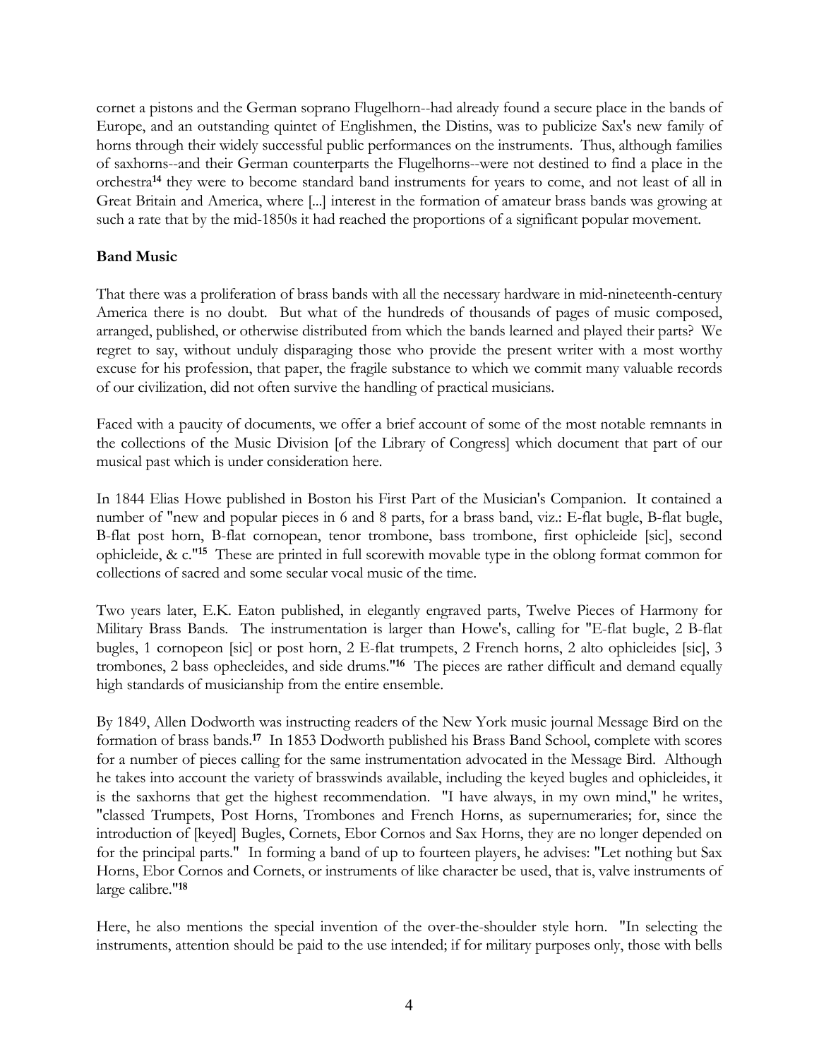cornet a pistons and the German soprano Flugelhorn--had already found a secure place in the bands of Europe, and an outstanding quintet of Englishmen, the Distins, was to publicize Sax's new family of horns through their widely successful public performances on the instruments. Thus, although families of saxhorns--and their German counterparts the Flugelhorns--were not destined to find a place in the orchestra[14] they were to become standard band instruments for years to come, and not least of all in Great Britain and America, where [...] interest in the formation of amateur brass bands was growing at such a rate that by the mid-1850s it had reached the proportions of a significant popular movement.

**Band Music**

That there was a proliferation of brass bands with all the necessary hardware in mid-nineteenth-century America there is no doubt. But what of the hundreds of thousands of pages of music composed, arranged, published, or otherwise distributed from which the bands learned and played their parts? We regret to say, without unduly disparaging those who provide the present writer with a most worthy excuse for his profession, that paper, the fragile substance to which we commit many valuable records of our civilization, did not often survive the handling of practical musicians.

Faced with a paucity of documents, we offer a brief account of some of the most notable remnants in the collections of the Music Division [of the Library of Congress] which document that part of our musical past which is under consideration here.

In 1844 Elias Howe published in Boston his First Part of the Musician's Companion. It contained a number of "new and popular pieces in 6 and 8 parts, for a brass band, viz.: E-flat bugle, B-flat bugle, B-flat post horn, B-flat cornopean, tenor trombone, bass trombone, first ophicleide [sic], second ophicleide, & c."[15] These are printed in full scorewith movable type in the oblong format common for collections of sacred and some secular vocal music of the time.

Two years later, E.K. Eaton published, in elegantly engraved parts, Twelve Pieces of Harmony for Military Brass Bands. The instrumentation is larger than Howe's, calling for "E-flat bugle, 2 B-flat bugles, 1 cornopeon [sic] or post horn, 2 E-flat trumpets, 2 French horns, 2 alto ophicleides [sic], 3 trombones, 2 bass ophecleides, and side drums."[16] The pieces are rather difficult and demand equally high standards of musicianship from the entire ensemble.

By 1849, Allen Dodworth was instructing readers of the New York music journal Message Bird on the formation of brass bands.[17] In 1853 Dodworth published his Brass Band School, complete with scores for a number of pieces calling for the same instrumentation advocated in the Message Bird. Although he takes into account the variety of brasswinds available, including the keyed bugles and ophicleides, it is the saxhorns that get the highest recommendation. "I have always, in my own mind," he writes, "classed Trumpets, Post Horns, Trombones and French Horns, as supernumeraries; for, since the introduction of [keyed] Bugles, Cornets, Ebor Cornos and Sax Horns, they are no longer depended on for the principal parts." In forming a band of up to fourteen players, he advises: "Let nothing but Sax Horns, Ebor Cornos and Cornets, or instruments of like character be used, that is, valve instruments of large calibre."[18]

Here, he also mentions the special invention of the over-the-shoulder style horn. "In selecting the instruments, attention should be paid to the use intended; if for military purposes only, those with bells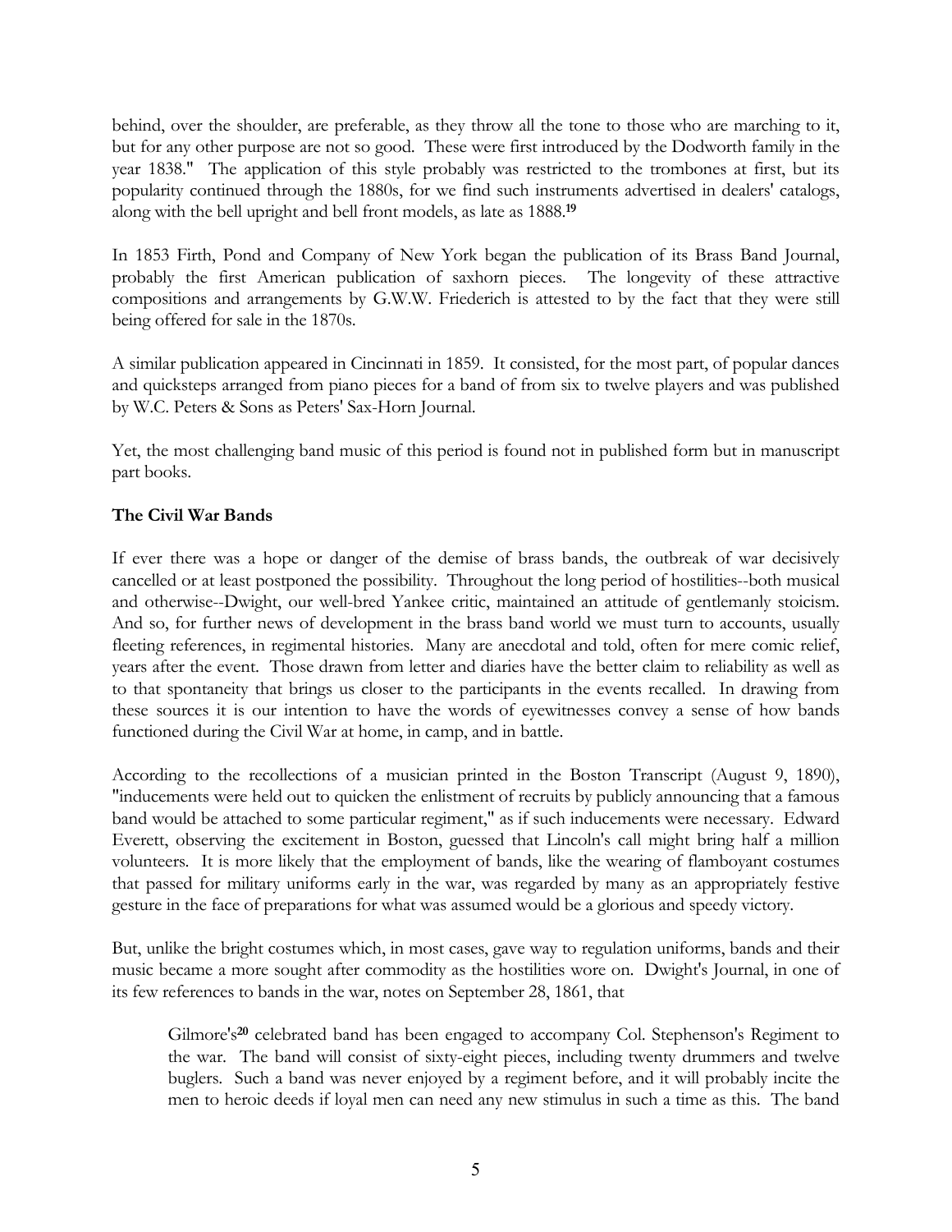behind, over the shoulder, are preferable, as they throw all the tone to those who are marching to it, but for any other purpose are not so good. These were first introduced by the Dodworth family in the year 1838." The application of this style probably was restricted to the trombones at first, but its popularity continued through the 1880s, for we find such instruments advertised in dealers' catalogs, along with the bell upright and bell front models, as late as 1888.[19]

In 1853 Firth, Pond and Company of New York began the publication of its Brass Band Journal, probably the first American publication of saxhorn pieces. The longevity of these attractive compositions and arrangements by G.W.W. Friederich is attested to by the fact that they were still being offered for sale in the 1870s.

A similar publication appeared in Cincinnati in 1859. It consisted, for the most part, of popular dances and quicksteps arranged from piano pieces for a band of from six to twelve players and was published by W.C. Peters & Sons as Peters' Sax-Horn Journal.

Yet, the most challenging band music of this period is found not in published form but in manuscript part books.

**The Civil War Bands**

If ever there was a hope or danger of the demise of brass bands, the outbreak of war decisively cancelled or at least postponed the possibility. Throughout the long period of hostilities--both musical and otherwise--Dwight, our well-bred Yankee critic, maintained an attitude of gentlemanly stoicism. And so, for further news of development in the brass band world we must turn to accounts, usually fleeting references, in regimental histories. Many are anecdotal and told, often for mere comic relief, years after the event. Those drawn from letter and diaries have the better claim to reliability as well as to that spontaneity that brings us closer to the participants in the events recalled. In drawing from these sources it is our intention to have the words of eyewitnesses convey a sense of how bands functioned during the Civil War at home, in camp, and in battle.

According to the recollections of a musician printed in the Boston Transcript (August 9, 1890), "inducements were held out to quicken the enlistment of recruits by publicly announcing that a famous band would be attached to some particular regiment," as if such inducements were necessary. Edward Everett, observing the excitement in Boston, guessed that Lincoln's call might bring half a million volunteers. It is more likely that the employment of bands, like the wearing of flamboyant costumes that passed for military uniforms early in the war, was regarded by many as an appropriately festive gesture in the face of preparations for what was assumed would be a glorious and speedy victory.

But, unlike the bright costumes which, in most cases, gave way to regulation uniforms, bands and their music became a more sought after commodity as the hostilities wore on. Dwight's Journal, in one of its few references to bands in the war, notes on September 28, 1861, that

> Gilmore's[20] celebrated band has been engaged to accompany Col. Stephenson's Regiment to the war. The band will consist of sixty-eight pieces, including twenty drummers and twelve buglers. Such a band was never enjoyed by a regiment before, and it will probably incite the men to heroic deeds if loyal men can need any new stimulus in such a time as this. The band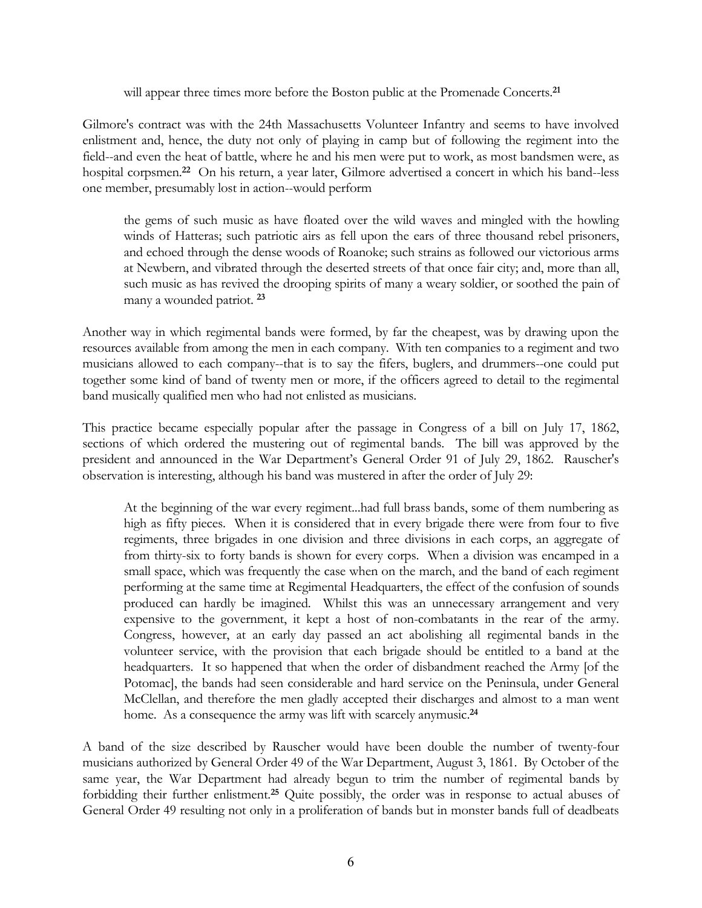will appear three times more before the Boston public at the Promenade Concerts.[21]

Gilmore's contract was with the 24th Massachusetts Volunteer Infantry and seems to have involved enlistment and, hence, the duty not only of playing in camp but of following the regiment into the field--and even the heat of battle, where he and his men were put to work, as most bandsmen were, as hospital corpsmen.[22] On his return, a year later, Gilmore advertised a concert in which his band--less one member, presumably lost in action--would perform

> the gems of such music as have floated over the wild waves and mingled with the howling winds of Hatteras; such patriotic airs as fell upon the ears of three thousand rebel prisoners, and echoed through the dense woods of Roanoke; such strains as followed our victorious arms at Newbern, and vibrated through the deserted streets of that once fair city; and, more than all, such music as has revived the drooping spirits of many a weary soldier, or soothed the pain of many a wounded patriot. [23]

Another way in which regimental bands were formed, by far the cheapest, was by drawing upon the resources available from among the men in each company. With ten companies to a regiment and two musicians allowed to each company--that is to say the fifers, buglers, and drummers--one could put together some kind of band of twenty men or more, if the officers agreed to detail to the regimental band musically qualified men who had not enlisted as musicians.

This practice became especially popular after the passage in Congress of a bill on July 17, 1862, sections of which ordered the mustering out of regimental bands. The bill was approved by the president and announced in the War Department's General Order 91 of July 29, 1862. Rauscher's observation is interesting, although his band was mustered in after the order of July 29:

> At the beginning of the war every regiment...had full brass bands, some of them numbering as high as fifty pieces. When it is considered that in every brigade there were from four to five regiments, three brigades in one division and three divisions in each corps, an aggregate of from thirty-six to forty bands is shown for every corps. When a division was encamped in a small space, which was frequently the case when on the march, and the band of each regiment performing at the same time at Regimental Headquarters, the effect of the confusion of sounds produced can hardly be imagined. Whilst this was an unnecessary arrangement and very expensive to the government, it kept a host of non-combatants in the rear of the army. Congress, however, at an early day passed an act abolishing all regimental bands in the volunteer service, with the provision that each brigade should be entitled to a band at the headquarters. It so happened that when the order of disbandment reached the Army [of the Potomac], the bands had seen considerable and hard service on the Peninsula, under General McClellan, and therefore the men gladly accepted their discharges and almost to a man went home. As a consequence the army was lift with scarcely anymusic.[24]

A band of the size described by Rauscher would have been double the number of twenty-four musicians authorized by General Order 49 of the War Department, August 3, 1861. By October of the same year, the War Department had already begun to trim the number of regimental bands by forbidding their further enlistment.[25] Quite possibly, the order was in response to actual abuses of General Order 49 resulting not only in a proliferation of bands but in monster bands full of deadbeats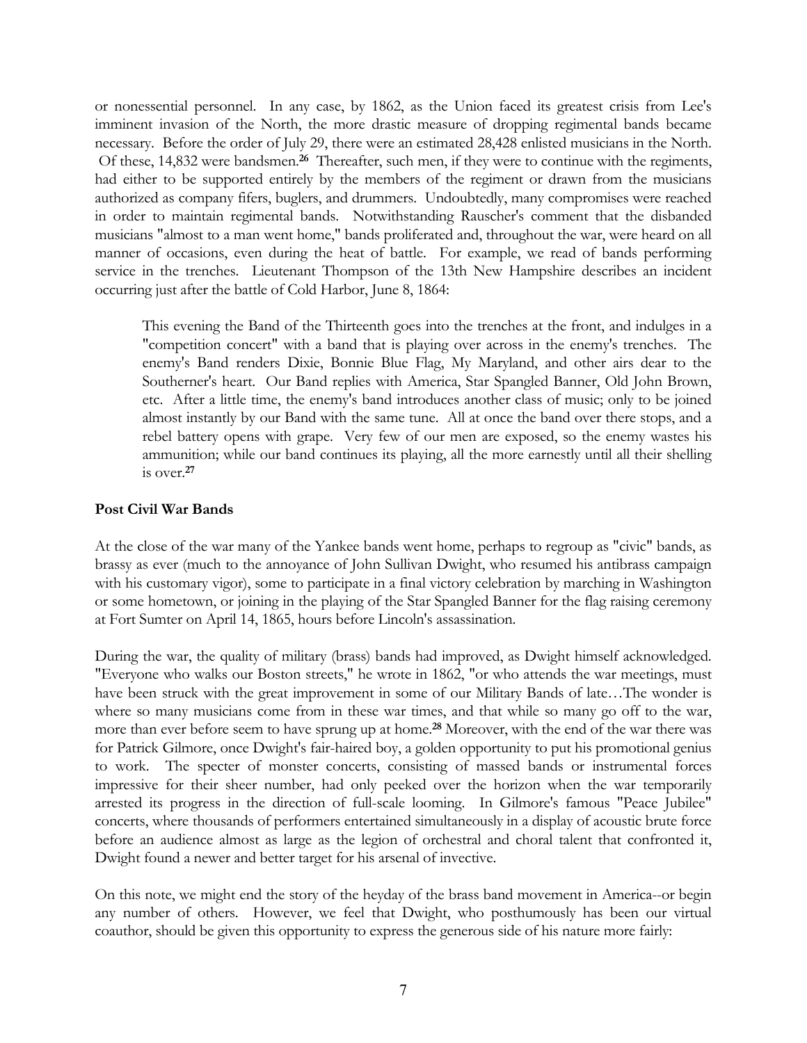or nonessential personnel. In any case, by 1862, as the Union faced its greatest crisis from Lee's imminent invasion of the North, the more drastic measure of dropping regimental bands became necessary. Before the order of July 29, there were an estimated 28,428 enlisted musicians in the North. Of these, 14,832 were bandsmen.[26] Thereafter, such men, if they were to continue with the regiments, had either to be supported entirely by the members of the regiment or drawn from the musicians authorized as company fifers, buglers, and drummers. Undoubtedly, many compromises were reached in order to maintain regimental bands. Notwithstanding Rauscher's comment that the disbanded musicians "almost to a man went home," bands proliferated and, throughout the war, were heard on all manner of occasions, even during the heat of battle. For example, we read of bands performing service in the trenches. Lieutenant Thompson of the 13th New Hampshire describes an incident occurring just after the battle of Cold Harbor, June 8, 1864:

> This evening the Band of the Thirteenth goes into the trenches at the front, and indulges in a "competition concert" with a band that is playing over across in the enemy's trenches. The enemy's Band renders Dixie, Bonnie Blue Flag, My Maryland, and other airs dear to the Southerner's heart. Our Band replies with America, Star Spangled Banner, Old John Brown, etc. After a little time, the enemy's band introduces another class of music; only to be joined almost instantly by our Band with the same tune. All at once the band over there stops, and a rebel battery opens with grape. Very few of our men are exposed, so the enemy wastes his ammunition; while our band continues its playing, all the more earnestly until all their shelling is over.[27]

**Post Civil War Bands**

At the close of the war many of the Yankee bands went home, perhaps to regroup as "civic" bands, as brassy as ever (much to the annoyance of John Sullivan Dwight, who resumed his antibrass campaign with his customary vigor), some to participate in a final victory celebration by marching in Washington or some hometown, or joining in the playing of the Star Spangled Banner for the flag raising ceremony at Fort Sumter on April 14, 1865, hours before Lincoln's assassination.

During the war, the quality of military (brass) bands had improved, as Dwight himself acknowledged. "Everyone who walks our Boston streets," he wrote in 1862, "or who attends the war meetings, must have been struck with the great improvement in some of our Military Bands of late…The wonder is where so many musicians come from in these war times, and that while so many go off to the war, more than ever before seem to have sprung up at home.[28] Moreover, with the end of the war there was for Patrick Gilmore, once Dwight's fair-haired boy, a golden opportunity to put his promotional genius to work. The specter of monster concerts, consisting of massed bands or instrumental forces impressive for their sheer number, had only peeked over the horizon when the war temporarily arrested its progress in the direction of full-scale looming. In Gilmore's famous "Peace Jubilee" concerts, where thousands of performers entertained simultaneously in a display of acoustic brute force before an audience almost as large as the legion of orchestral and choral talent that confronted it, Dwight found a newer and better target for his arsenal of invective.

On this note, we might end the story of the heyday of the brass band movement in America--or begin any number of others. However, we feel that Dwight, who posthumously has been our virtual coauthor, should be given this opportunity to express the generous side of his nature more fairly: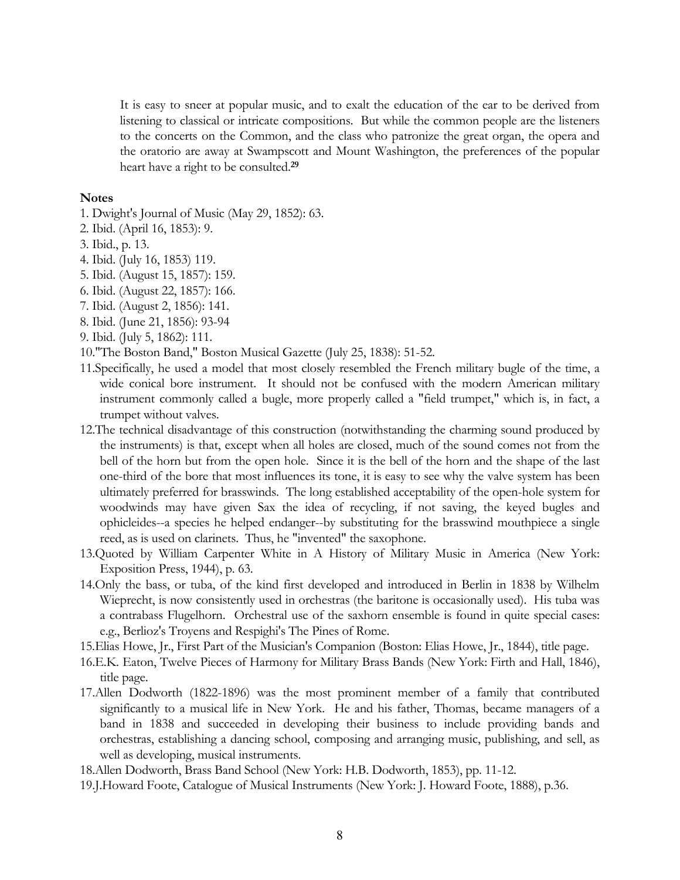> It is easy to sneer at popular music, and to exalt the education of the ear to be derived from listening to classical or intricate compositions. But while the common people are the listeners to the concerts on the Common, and the class who patronize the great organ, the opera and the oratorio are away at Swampscott and Mount Washington, the preferences of the popular heart have a right to be consulted.[29]

**Notes**

1. Dwight's Journal of Music (May 29, 1852): 63.
2. Ibid. (April 16, 1853): 9.
3. Ibid., p. 13.
4. Ibid. (July 16, 1853) 119.
5. Ibid. (August 15, 1857): 159.
6. Ibid. (August 22, 1857): 166.
7. Ibid. (August 2, 1856): 141.
8. Ibid. (June 21, 1856): 93-94
9. Ibid. (July 5, 1862): 111.
10. "The Boston Band," Boston Musical Gazette (July 25, 1838): 51-52.
11. Specifically, he used a model that most closely resembled the French military bugle of the time, a wide conical bore instrument. It should not be confused with the modern American military instrument commonly called a bugle, more properly called a "field trumpet," which is, in fact, a trumpet without valves.
12. The technical disadvantage of this construction (notwithstanding the charming sound produced by the instruments) is that, except when all holes are closed, much of the sound comes not from the bell of the horn but from the open hole. Since it is the bell of the horn and the shape of the last one-third of the bore that most influences its tone, it is easy to see why the valve system has been ultimately preferred for brasswinds. The long established acceptability of the open-hole system for woodwinds may have given Sax the idea of recycling, if not saving, the keyed bugles and ophicleides--a species he helped endanger--by substituting for the brasswind mouthpiece a single reed, as is used on clarinets. Thus, he "invented" the saxophone.
13. Quoted by William Carpenter White in A History of Military Music in America (New York: Exposition Press, 1944), p. 63.
14. Only the bass, or tuba, of the kind first developed and introduced in Berlin in 1838 by Wilhelm Wieprecht, is now consistently used in orchestras (the baritone is occasionally used). His tuba was a contrabass Flugelhorn. Orchestral use of the saxhorn ensemble is found in quite special cases: e.g., Berlioz's Troyens and Respighi's The Pines of Rome.
15. Elias Howe, Jr., First Part of the Musician's Companion (Boston: Elias Howe, Jr., 1844), title page.
16. E.K. Eaton, Twelve Pieces of Harmony for Military Brass Bands (New York: Firth and Hall, 1846), title page.
17. Allen Dodworth (1822-1896) was the most prominent member of a family that contributed significantly to a musical life in New York. He and his father, Thomas, became managers of a band in 1838 and succeeded in developing their business to include providing bands and orchestras, establishing a dancing school, composing and arranging music, publishing, and sell, as well as developing, musical instruments.
18. Allen Dodworth, Brass Band School (New York: H.B. Dodworth, 1853), pp. 11-12.
19. J.Howard Foote, Catalogue of Musical Instruments (New York: J. Howard Foote, 1888), p.36.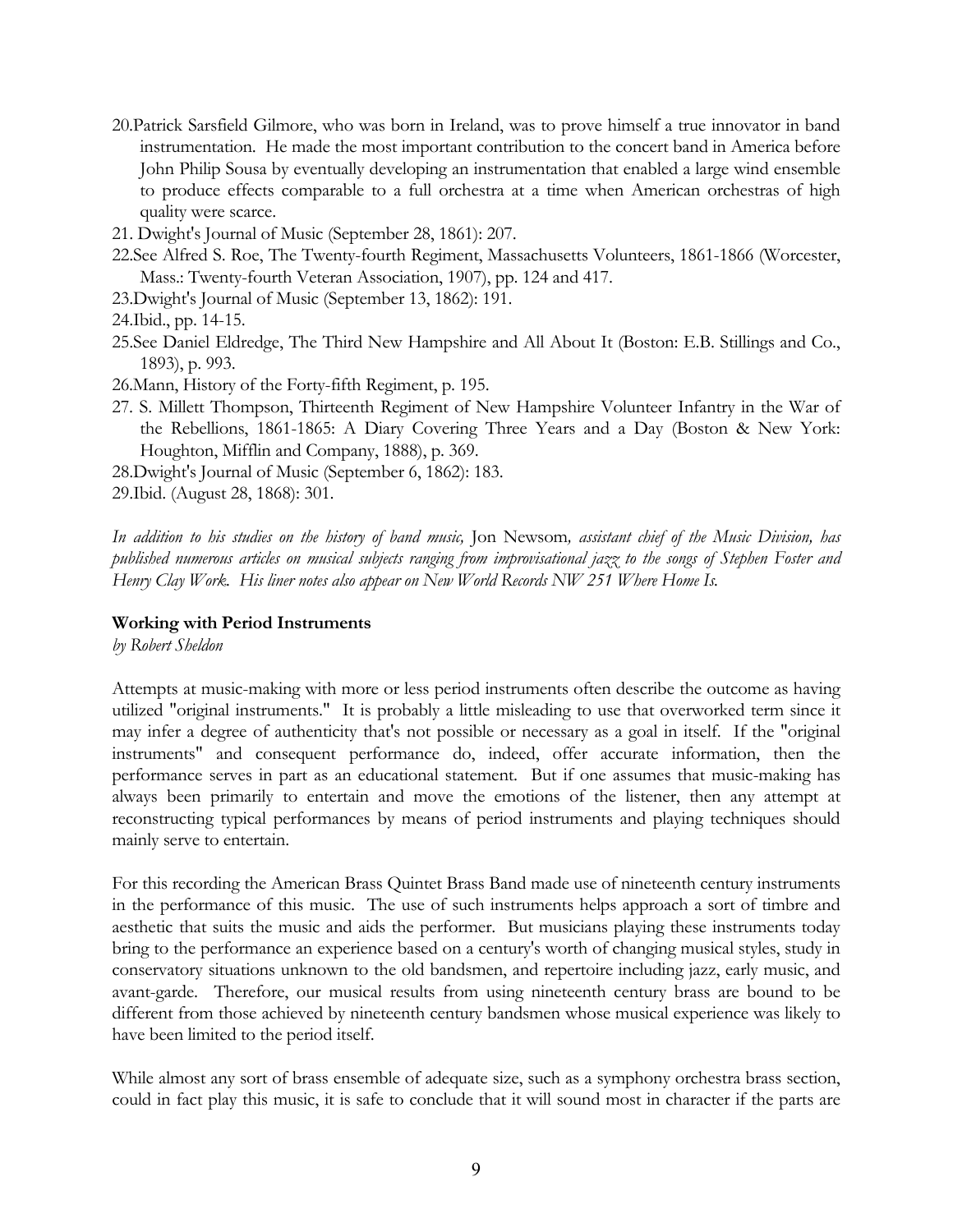20. Patrick Sarsfield Gilmore, who was born in Ireland, was to prove himself a true innovator in band instrumentation. He made the most important contribution to the concert band in America before John Philip Sousa by eventually developing an instrumentation that enabled a large wind ensemble to produce effects comparable to a full orchestra at a time when American orchestras of high quality were scarce.
21. Dwight's Journal of Music (September 28, 1861): 207.
22. See Alfred S. Roe, The Twenty-fourth Regiment, Massachusetts Volunteers, 1861-1866 (Worcester, Mass.: Twenty-fourth Veteran Association, 1907), pp. 124 and 417.
23. Dwight's Journal of Music (September 13, 1862): 191.
24. Ibid., pp. 14-15.
25. See Daniel Eldredge, The Third New Hampshire and All About It (Boston: E.B. Stillings and Co., 1893), p. 993.
26. Mann, History of the Forty-fifth Regiment, p. 195.
27. S. Millett Thompson, Thirteenth Regiment of New Hampshire Volunteer Infantry in the War of the Rebellions, 1861-1865: A Diary Covering Three Years and a Day (Boston & New York: Houghton, Mifflin and Company, 1888), p. 369.
28. Dwight's Journal of Music (September 6, 1862): 183.
29. Ibid. (August 28, 1868): 301.

*In addition to his studies on the history of band music,* Jon Newsom*, assistant chief of the Music Division, has published numerous articles on musical subjects ranging from improvisational jazz to the songs of Stephen Foster and Henry Clay Work. His liner notes also appear on New World Records NW 251 Where Home Is.*

**Working with Period Instruments**

*by Robert Sheldon*

Attempts at music-making with more or less period instruments often describe the outcome as having utilized "original instruments." It is probably a little misleading to use that overworked term since it may infer a degree of authenticity that's not possible or necessary as a goal in itself. If the "original instruments" and consequent performance do, indeed, offer accurate information, then the performance serves in part as an educational statement. But if one assumes that music-making has always been primarily to entertain and move the emotions of the listener, then any attempt at reconstructing typical performances by means of period instruments and playing techniques should mainly serve to entertain.

For this recording the American Brass Quintet Brass Band made use of nineteenth century instruments in the performance of this music. The use of such instruments helps approach a sort of timbre and aesthetic that suits the music and aids the performer. But musicians playing these instruments today bring to the performance an experience based on a century's worth of changing musical styles, study in conservatory situations unknown to the old bandsmen, and repertoire including jazz, early music, and avant-garde. Therefore, our musical results from using nineteenth century brass are bound to be different from those achieved by nineteenth century bandsmen whose musical experience was likely to have been limited to the period itself.

While almost any sort of brass ensemble of adequate size, such as a symphony orchestra brass section, could in fact play this music, it is safe to conclude that it will sound most in character if the parts are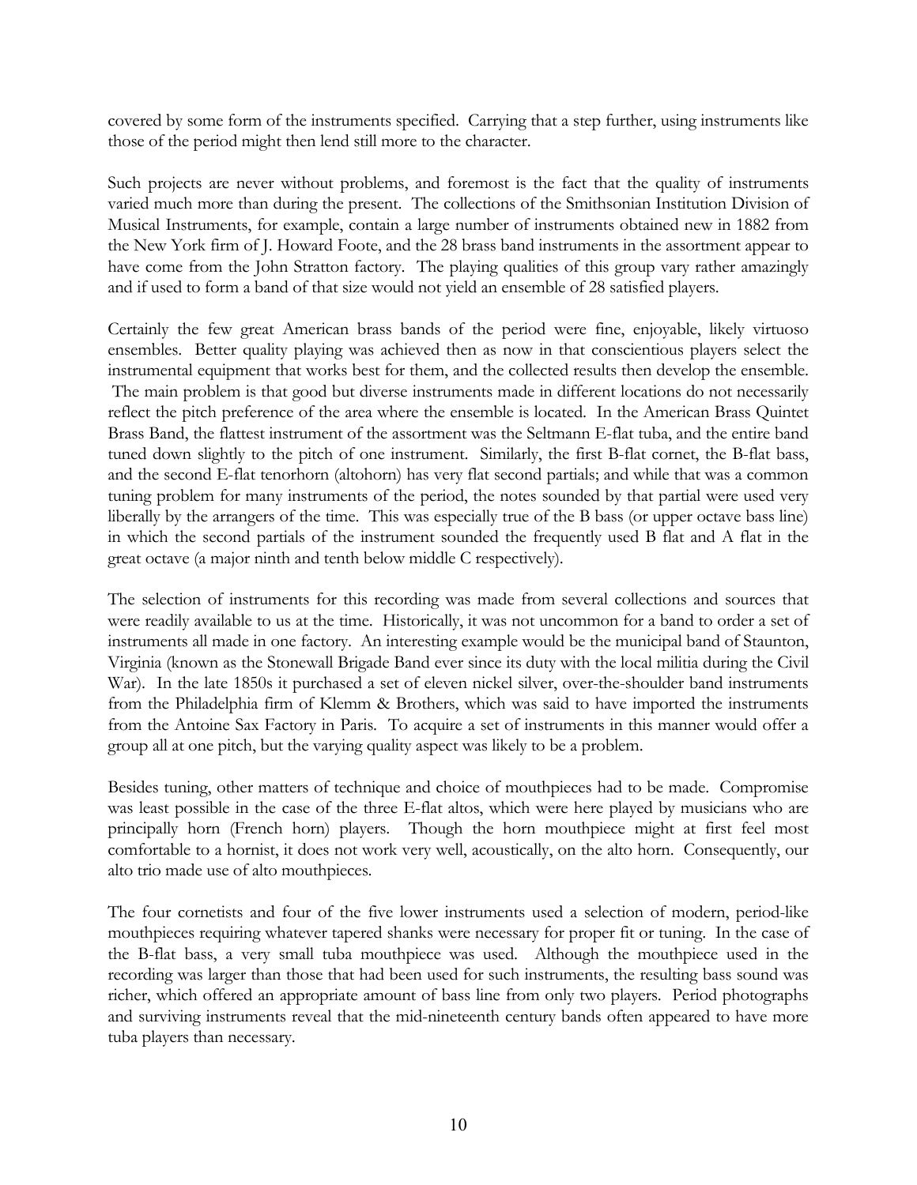covered by some form of the instruments specified. Carrying that a step further, using instruments like those of the period might then lend still more to the character.

Such projects are never without problems, and foremost is the fact that the quality of instruments varied much more than during the present. The collections of the Smithsonian Institution Division of Musical Instruments, for example, contain a large number of instruments obtained new in 1882 from the New York firm of J. Howard Foote, and the 28 brass band instruments in the assortment appear to have come from the John Stratton factory. The playing qualities of this group vary rather amazingly and if used to form a band of that size would not yield an ensemble of 28 satisfied players.

Certainly the few great American brass bands of the period were fine, enjoyable, likely virtuoso ensembles. Better quality playing was achieved then as now in that conscientious players select the instrumental equipment that works best for them, and the collected results then develop the ensemble. The main problem is that good but diverse instruments made in different locations do not necessarily reflect the pitch preference of the area where the ensemble is located. In the American Brass Quintet Brass Band, the flattest instrument of the assortment was the Seltmann E-flat tuba, and the entire band tuned down slightly to the pitch of one instrument. Similarly, the first B-flat cornet, the B-flat bass, and the second E-flat tenorhorn (altohorn) has very flat second partials; and while that was a common tuning problem for many instruments of the period, the notes sounded by that partial were used very liberally by the arrangers of the time. This was especially true of the B bass (or upper octave bass line) in which the second partials of the instrument sounded the frequently used B flat and A flat in the great octave (a major ninth and tenth below middle C respectively).

The selection of instruments for this recording was made from several collections and sources that were readily available to us at the time. Historically, it was not uncommon for a band to order a set of instruments all made in one factory. An interesting example would be the municipal band of Staunton, Virginia (known as the Stonewall Brigade Band ever since its duty with the local militia during the Civil War). In the late 1850s it purchased a set of eleven nickel silver, over-the-shoulder band instruments from the Philadelphia firm of Klemm & Brothers, which was said to have imported the instruments from the Antoine Sax Factory in Paris. To acquire a set of instruments in this manner would offer a group all at one pitch, but the varying quality aspect was likely to be a problem.

Besides tuning, other matters of technique and choice of mouthpieces had to be made. Compromise was least possible in the case of the three E-flat altos, which were here played by musicians who are principally horn (French horn) players. Though the horn mouthpiece might at first feel most comfortable to a hornist, it does not work very well, acoustically, on the alto horn. Consequently, our alto trio made use of alto mouthpieces.

The four cornetists and four of the five lower instruments used a selection of modern, period-like mouthpieces requiring whatever tapered shanks were necessary for proper fit or tuning. In the case of the B-flat bass, a very small tuba mouthpiece was used. Although the mouthpiece used in the recording was larger than those that had been used for such instruments, the resulting bass sound was richer, which offered an appropriate amount of bass line from only two players. Period photographs and surviving instruments reveal that the mid-nineteenth century bands often appeared to have more tuba players than necessary.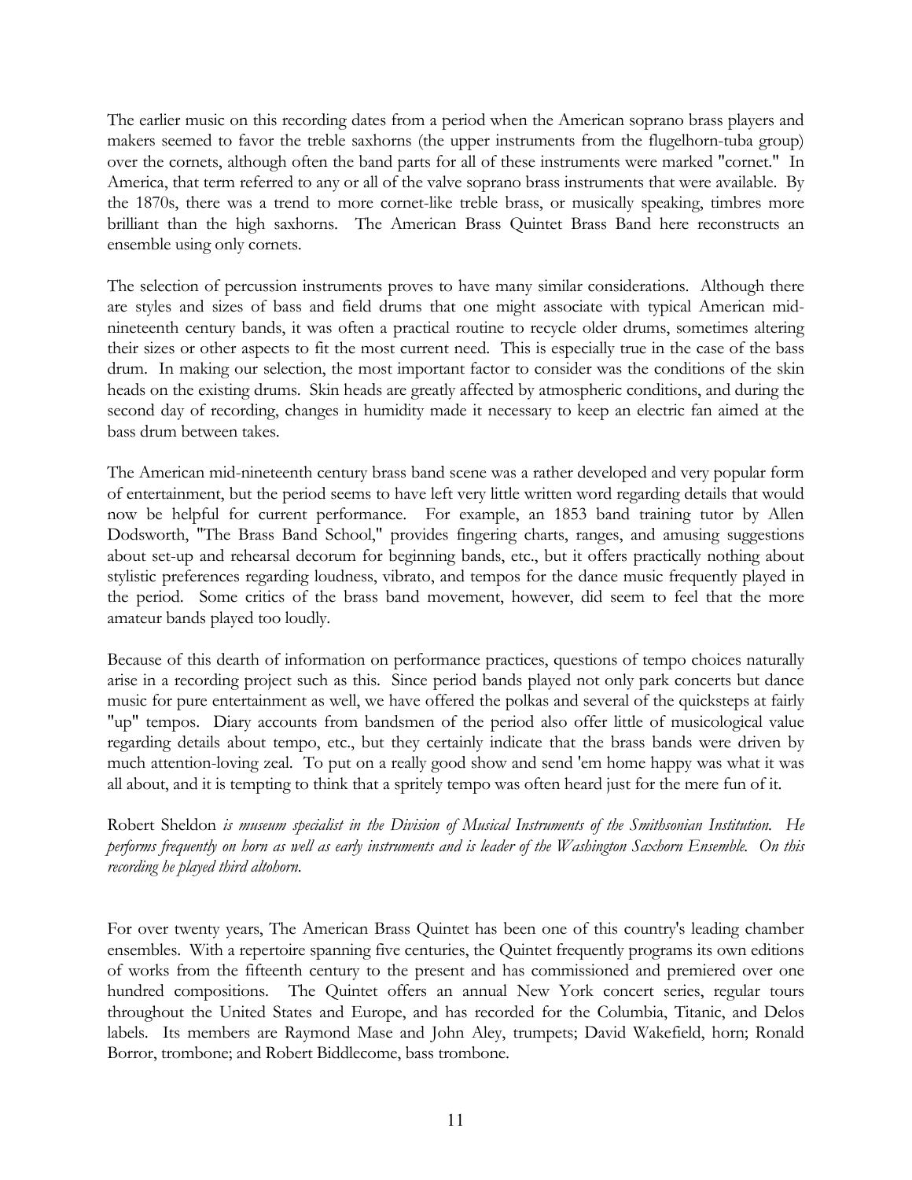The earlier music on this recording dates from a period when the American soprano brass players and makers seemed to favor the treble saxhorns (the upper instruments from the flugelhorn-tuba group) over the cornets, although often the band parts for all of these instruments were marked "cornet." In America, that term referred to any or all of the valve soprano brass instruments that were available. By the 1870s, there was a trend to more cornet-like treble brass, or musically speaking, timbres more brilliant than the high saxhorns. The American Brass Quintet Brass Band here reconstructs an ensemble using only cornets.

The selection of percussion instruments proves to have many similar considerations. Although there are styles and sizes of bass and field drums that one might associate with typical American mid-nineteenth century bands, it was often a practical routine to recycle older drums, sometimes altering their sizes or other aspects to fit the most current need. This is especially true in the case of the bass drum. In making our selection, the most important factor to consider was the conditions of the skin heads on the existing drums. Skin heads are greatly affected by atmospheric conditions, and during the second day of recording, changes in humidity made it necessary to keep an electric fan aimed at the bass drum between takes.

The American mid-nineteenth century brass band scene was a rather developed and very popular form of entertainment, but the period seems to have left very little written word regarding details that would now be helpful for current performance. For example, an 1853 band training tutor by Allen Dodsworth, "The Brass Band School," provides fingering charts, ranges, and amusing suggestions about set-up and rehearsal decorum for beginning bands, etc., but it offers practically nothing about stylistic preferences regarding loudness, vibrato, and tempos for the dance music frequently played in the period. Some critics of the brass band movement, however, did seem to feel that the more amateur bands played too loudly.

Because of this dearth of information on performance practices, questions of tempo choices naturally arise in a recording project such as this. Since period bands played not only park concerts but dance music for pure entertainment as well, we have offered the polkas and several of the quicksteps at fairly "up" tempos. Diary accounts from bandsmen of the period also offer little of musicological value regarding details about tempo, etc., but they certainly indicate that the brass bands were driven by much attention-loving zeal. To put on a really good show and send 'em home happy was what it was all about, and it is tempting to think that a spritely tempo was often heard just for the mere fun of it.

Robert Sheldon *is museum specialist in the Division of Musical Instruments of the Smithsonian Institution. He performs frequently on horn as well as early instruments and is leader of the Washington Saxhorn Ensemble. On this recording he played third altohorn.*

For over twenty years, The American Brass Quintet has been one of this country's leading chamber ensembles. With a repertoire spanning five centuries, the Quintet frequently programs its own editions of works from the fifteenth century to the present and has commissioned and premiered over one hundred compositions. The Quintet offers an annual New York concert series, regular tours throughout the United States and Europe, and has recorded for the Columbia, Titanic, and Delos labels. Its members are Raymond Mase and John Aley, trumpets; David Wakefield, horn; Ronald Borror, trombone; and Robert Biddlecome, bass trombone.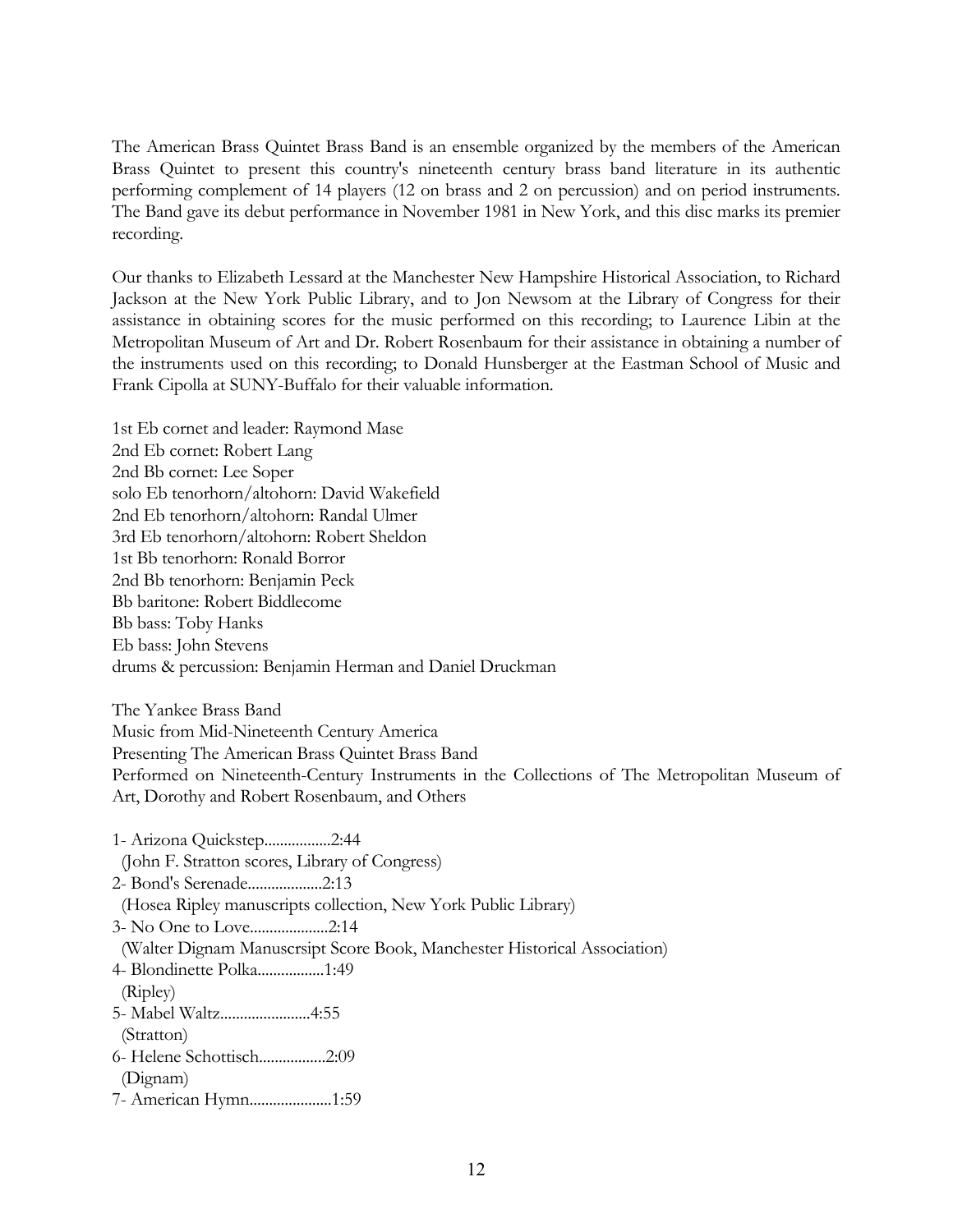The American Brass Quintet Brass Band is an ensemble organized by the members of the American Brass Quintet to present this country's nineteenth century brass band literature in its authentic performing complement of 14 players (12 on brass and 2 on percussion) and on period instruments. The Band gave its debut performance in November 1981 in New York, and this disc marks its premier recording.

Our thanks to Elizabeth Lessard at the Manchester New Hampshire Historical Association, to Richard Jackson at the New York Public Library, and to Jon Newsom at the Library of Congress for their assistance in obtaining scores for the music performed on this recording; to Laurence Libin at the Metropolitan Museum of Art and Dr. Robert Rosenbaum for their assistance in obtaining a number of the instruments used on this recording; to Donald Hunsberger at the Eastman School of Music and Frank Cipolla at SUNY-Buffalo for their valuable information.

1st Eb cornet and leader: Raymond Mase
2nd Eb cornet: Robert Lang
2nd Bb cornet: Lee Soper
solo Eb tenorhorn/altohorn: David Wakefield
2nd Eb tenorhorn/altohorn: Randal Ulmer
3rd Eb tenorhorn/altohorn: Robert Sheldon
1st Bb tenorhorn: Ronald Borror
2nd Bb tenorhorn: Benjamin Peck
Bb baritone: Robert Biddlecome
Bb bass: Toby Hanks
Eb bass: John Stevens
drums & percussion: Benjamin Herman and Daniel Druckman

The Yankee Brass Band
Music from Mid-Nineteenth Century America
Presenting The American Brass Quintet Brass Band
Performed on Nineteenth-Century Instruments in the Collections of The Metropolitan Museum of Art, Dorothy and Robert Rosenbaum, and Others

1- Arizona Quickstep.................2:44
 (John F. Stratton scores, Library of Congress)
2- Bond's Serenade...................2:13
 (Hosea Ripley manuscripts collection, New York Public Library)
3- No One to Love....................2:14
 (Walter Dignam Manuscrsipt Score Book, Manchester Historical Association)
4- Blondinette Polka.................1:49
 (Ripley)
5- Mabel Waltz.......................4:55
 (Stratton)
6- Helene Schottisch.................2:09
 (Dignam)
7- American Hymn.....................1:59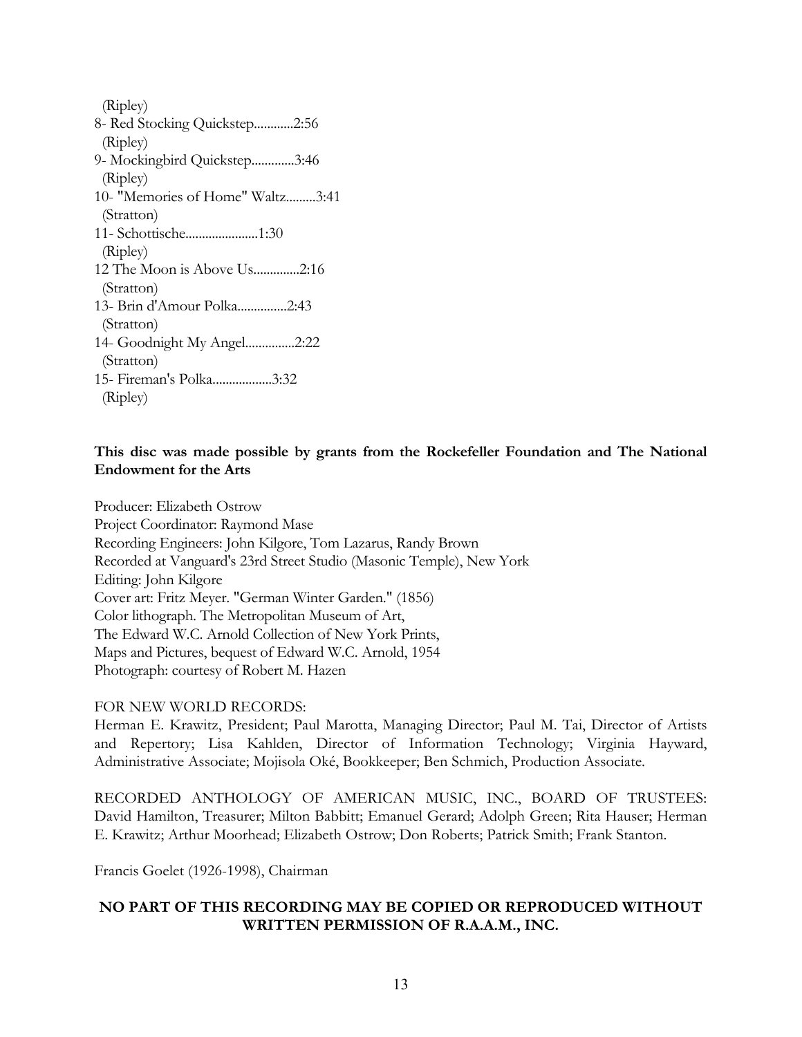(Ripley)

8- Red Stocking Quickstep............2:56
(Ripley)

9- Mockingbird Quickstep.............3:46
(Ripley)

10- "Memories of Home" Waltz.........3:41
(Stratton)

11- Schottische......................1:30
(Ripley)

12 The Moon is Above Us..............2:16
(Stratton)

13- Brin d'Amour Polka...............2:43
(Stratton)

14- Goodnight My Angel...............2:22
(Stratton)

15- Fireman's Polka..................3:32
(Ripley)

**This disc was made possible by grants from the Rockefeller Foundation and The National Endowment for the Arts**

Producer: Elizabeth Ostrow
Project Coordinator: Raymond Mase
Recording Engineers: John Kilgore, Tom Lazarus, Randy Brown
Recorded at Vanguard's 23rd Street Studio (Masonic Temple), New York
Editing: John Kilgore
Cover art: Fritz Meyer. "German Winter Garden." (1856)
Color lithograph. The Metropolitan Museum of Art,
The Edward W.C. Arnold Collection of New York Prints,
Maps and Pictures, bequest of Edward W.C. Arnold, 1954
Photograph: courtesy of Robert M. Hazen

FOR NEW WORLD RECORDS:
Herman E. Krawitz, President; Paul Marotta, Managing Director; Paul M. Tai, Director of Artists and Repertory; Lisa Kahlden, Director of Information Technology; Virginia Hayward, Administrative Associate; Mojisola Oké, Bookkeeper; Ben Schmich, Production Associate.

RECORDED ANTHOLOGY OF AMERICAN MUSIC, INC., BOARD OF TRUSTEES: David Hamilton, Treasurer; Milton Babbitt; Emanuel Gerard; Adolph Green; Rita Hauser; Herman E. Krawitz; Arthur Moorhead; Elizabeth Ostrow; Don Roberts; Patrick Smith; Frank Stanton.

Francis Goelet (1926-1998), Chairman

**NO PART OF THIS RECORDING MAY BE COPIED OR REPRODUCED WITHOUT WRITTEN PERMISSION OF R.A.A.M., INC.**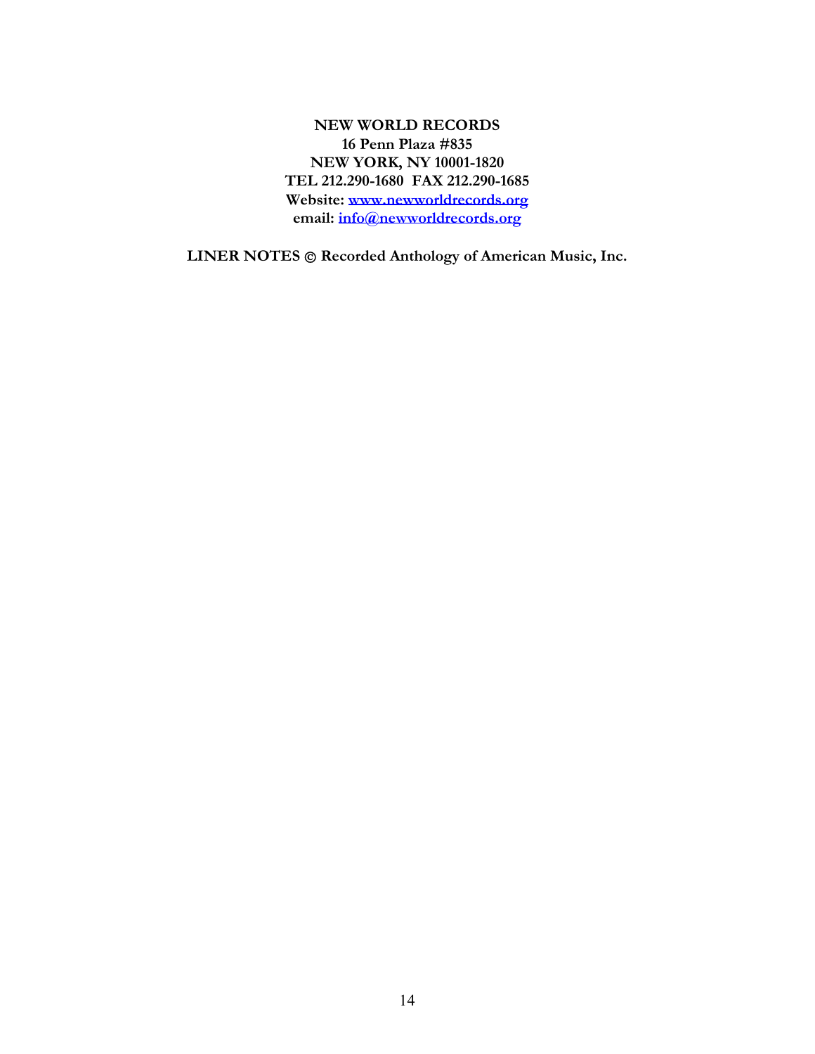**NEW WORLD RECORDS**
**16 Penn Plaza #835**
**NEW YORK, NY 10001-1820**
**TEL 212.290-1680 FAX 212.290-1685**
**Website: [www.newworldrecords.org](http://www.newworldrecords.org)**
**email: [info@newworldrecords.org](mailto:info@newworldrecords.org)**

**LINER NOTES © Recorded Anthology of American Music, Inc.**